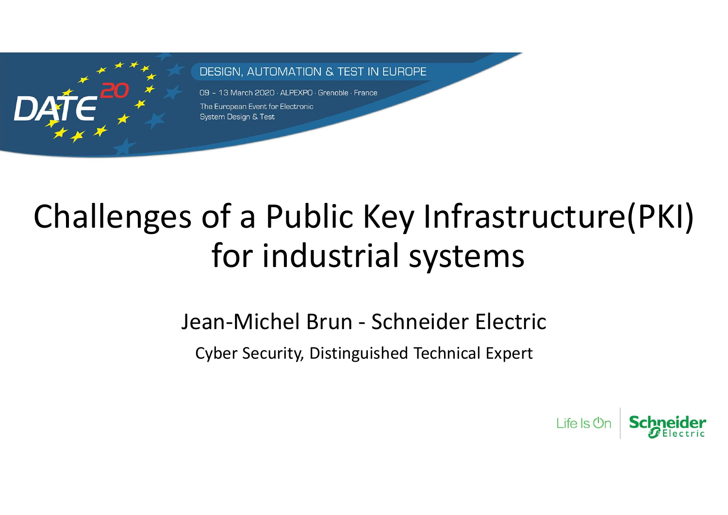DESIGN, AUTOMATION & TEST IN EUROPE

09 – 13 March 2020 · ALPEXPO · Grenoble · France

The European Event for Electronic System Design & Test

# Challenges of a Public Key Infrastructure(PKI) for industrial systems

Jean-Michel Brun - Schneider Electric

Cyber Security, Distinguished Technical Expert

Life Is On | Schneider Electric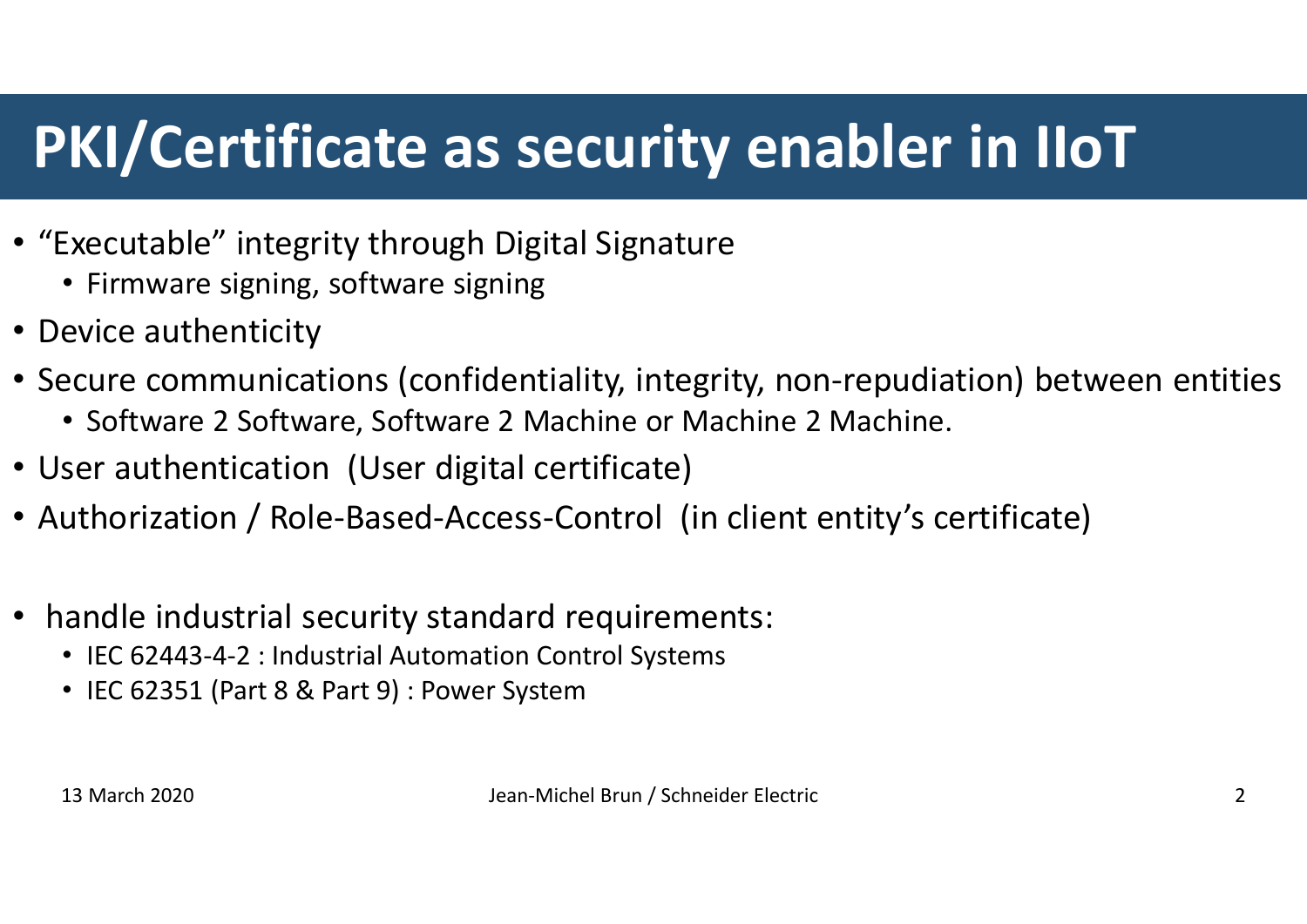# PKI/Certificate as security enabler in IIoT

- "Executable" integrity through Digital Signature
  - Firmware signing, software signing
- Device authenticity
- Secure communications (confidentiality, integrity, non-repudiation) between entities
  - Software 2 Software, Software 2 Machine or Machine 2 Machine.
- User authentication (User digital certificate)
- Authorization / Role-Based-Access-Control (in client entity's certificate)

- handle industrial security standard requirements:
  - IEC 62443-4-2 : Industrial Automation Control Systems
  - IEC 62351 (Part 8 & Part 9) : Power System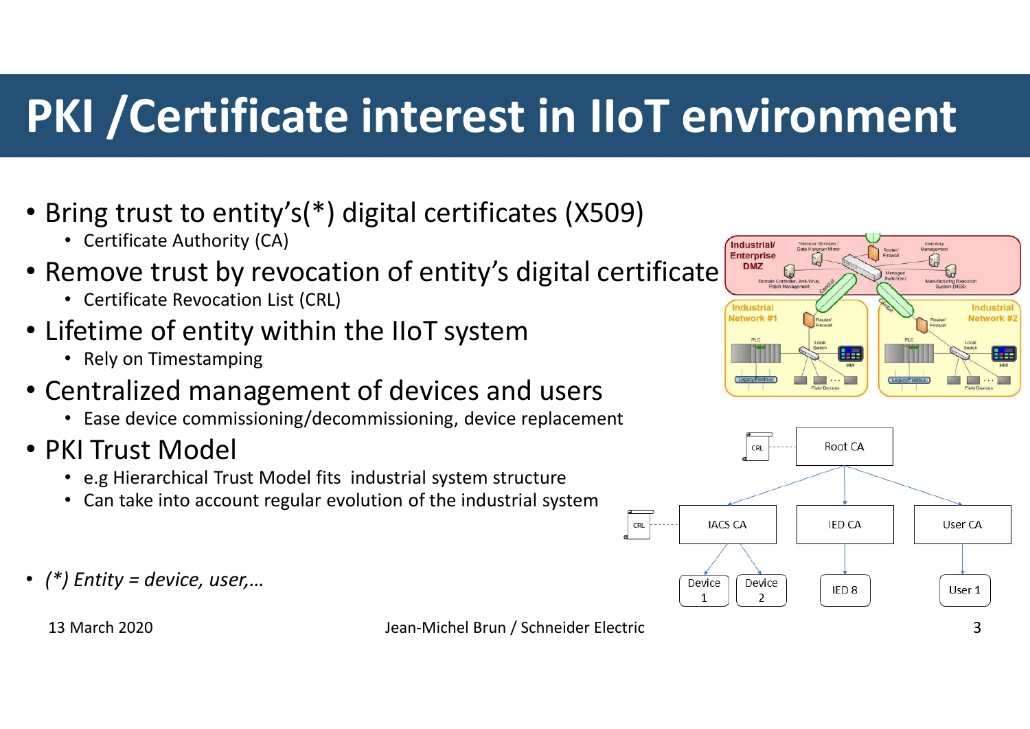# PKI /Certificate interest in IIoT environment

- Bring trust to entity's(*) digital certificates (X509)
  - Certificate Authority (CA)
- Remove trust by revocation of entity's digital certificate
  - Certificate Revocation List (CRL)
- Lifetime of entity within the IIoT system
  - Rely on Timestamping
- Centralized management of devices and users
  - Ease device commissioning/decommissioning, device replacement
- PKI Trust Model
  - e.g Hierarchical Trust Model fits industrial system structure
  - Can take into account regular evolution of the industrial system

- *(*) Entity = device, user,…*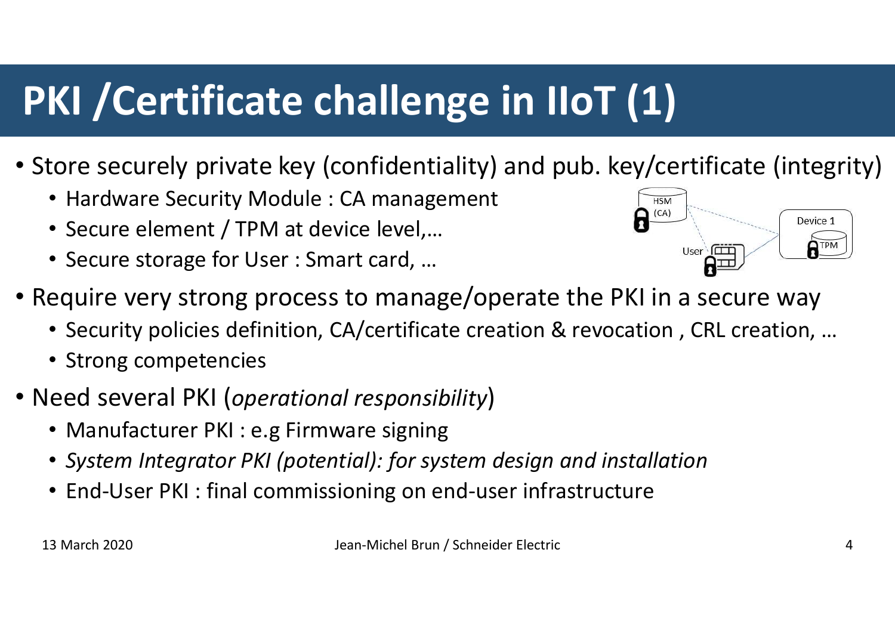# PKI /Certificate challenge in IIoT (1)

- Store securely private key (confidentiality) and pub. key/certificate (integrity)
  - Hardware Security Module : CA management
  - Secure element / TPM at device level,…
  - Secure storage for User : Smart card, …
- Require very strong process to manage/operate the PKI in a secure way
  - Security policies definition, CA/certificate creation & revocation , CRL creation, …
  - Strong competencies
- Need several PKI (*operational responsibility*)
  - Manufacturer PKI : e.g Firmware signing
  - *System Integrator PKI (potential): for system design and installation*
  - End-User PKI : final commissioning on end-user infrastructure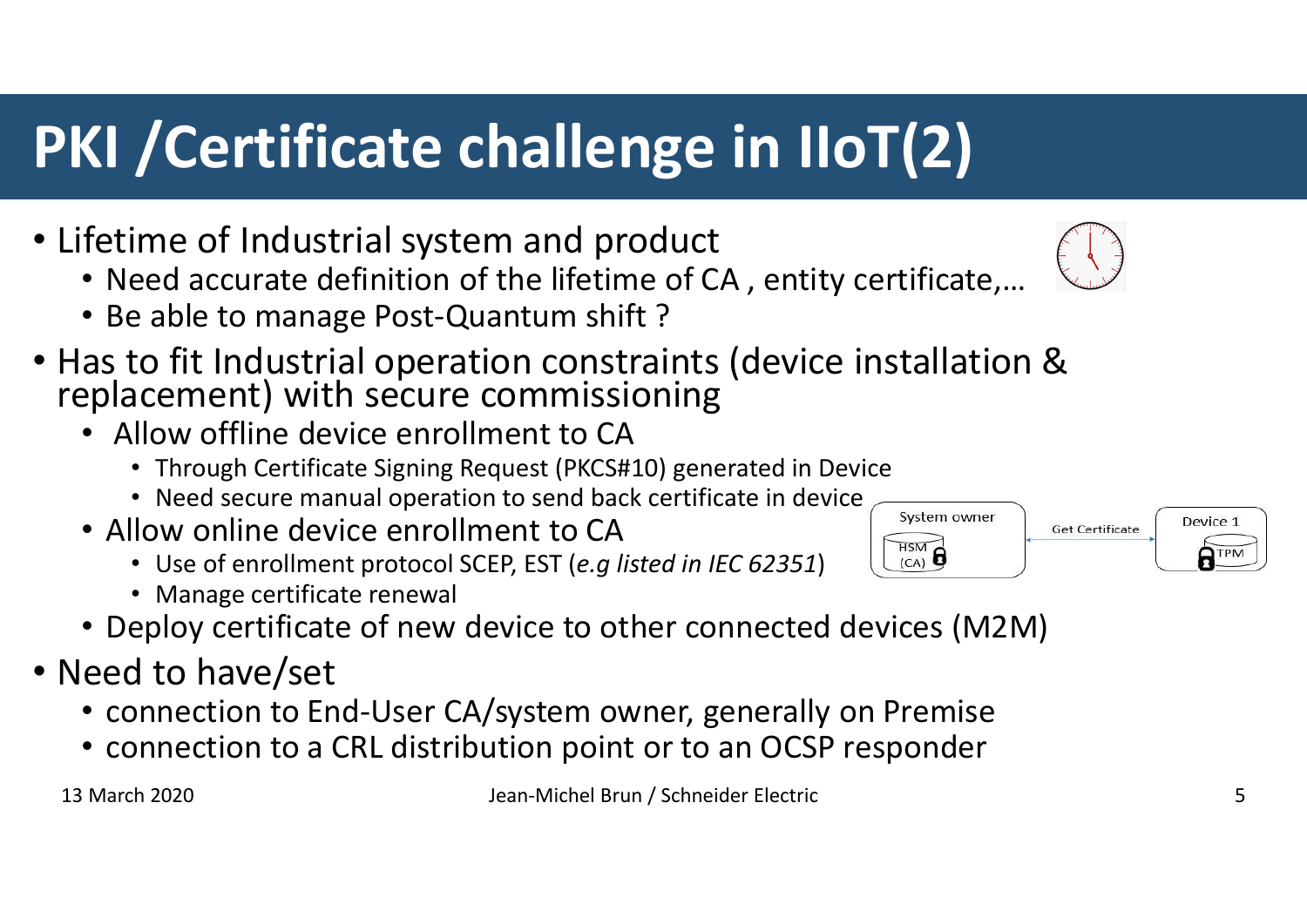# PKI /Certificate challenge in IIoT(2)

- Lifetime of Industrial system and product
  - Need accurate definition of the lifetime of CA , entity certificate,…
  - Be able to manage Post-Quantum shift ?
- Has to fit Industrial operation constraints (device installation & replacement) with secure commissioning
  - Allow offline device enrollment to CA
    - Through Certificate Signing Request (PKCS#10) generated in Device
    - Need secure manual operation to send back certificate in device
  - Allow online device enrollment to CA
    - Use of enrollment protocol SCEP, EST (*e.g listed in IEC 62351*)
    - Manage certificate renewal
  - Deploy certificate of new device to other connected devices (M2M)
- Need to have/set
  - connection to End-User CA/system owner, generally on Premise
  - connection to a CRL distribution point or to an OCSP responder

System owner — HSM (CA) — Get Certificate — Device 1 — TPM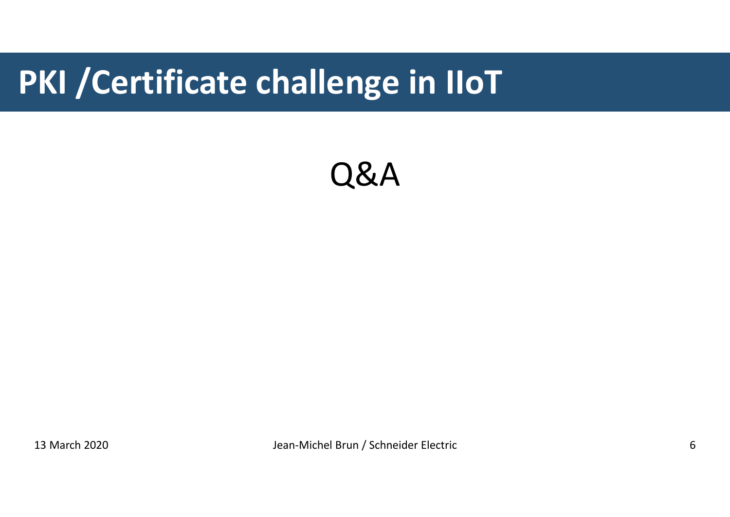# PKI /Certificate challenge in IIoT

Q&A